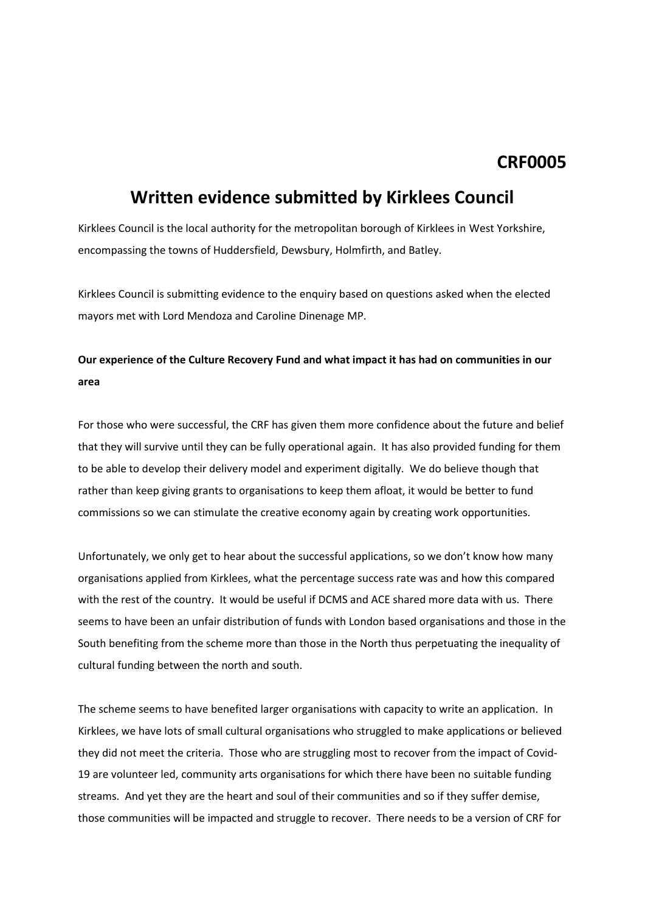**CRF0005**

# Written evidence submitted by Kirklees Council

Kirklees Council is the local authority for the metropolitan borough of Kirklees in West Yorkshire, encompassing the towns of Huddersfield, Dewsbury, Holmfirth, and Batley.

Kirklees Council is submitting evidence to the enquiry based on questions asked when the elected mayors met with Lord Mendoza and Caroline Dinenage MP.

**Our experience of the Culture Recovery Fund and what impact it has had on communities in our area**

For those who were successful, the CRF has given them more confidence about the future and belief that they will survive until they can be fully operational again. It has also provided funding for them to be able to develop their delivery model and experiment digitally. We do believe though that rather than keep giving grants to organisations to keep them afloat, it would be better to fund commissions so we can stimulate the creative economy again by creating work opportunities.

Unfortunately, we only get to hear about the successful applications, so we don't know how many organisations applied from Kirklees, what the percentage success rate was and how this compared with the rest of the country. It would be useful if DCMS and ACE shared more data with us. There seems to have been an unfair distribution of funds with London based organisations and those in the South benefiting from the scheme more than those in the North thus perpetuating the inequality of cultural funding between the north and south.

The scheme seems to have benefited larger organisations with capacity to write an application. In Kirklees, we have lots of small cultural organisations who struggled to make applications or believed they did not meet the criteria. Those who are struggling most to recover from the impact of Covid-19 are volunteer led, community arts organisations for which there have been no suitable funding streams. And yet they are the heart and soul of their communities and so if they suffer demise, those communities will be impacted and struggle to recover. There needs to be a version of CRF for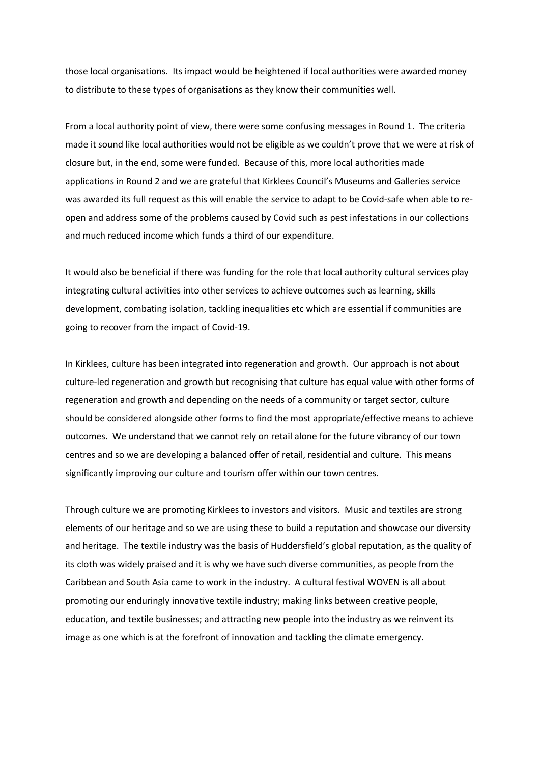those local organisations. Its impact would be heightened if local authorities were awarded money to distribute to these types of organisations as they know their communities well.

From a local authority point of view, there were some confusing messages in Round 1. The criteria made it sound like local authorities would not be eligible as we couldn't prove that we were at risk of closure but, in the end, some were funded. Because of this, more local authorities made applications in Round 2 and we are grateful that Kirklees Council's Museums and Galleries service was awarded its full request as this will enable the service to adapt to be Covid-safe when able to re-open and address some of the problems caused by Covid such as pest infestations in our collections and much reduced income which funds a third of our expenditure.

It would also be beneficial if there was funding for the role that local authority cultural services play integrating cultural activities into other services to achieve outcomes such as learning, skills development, combating isolation, tackling inequalities etc which are essential if communities are going to recover from the impact of Covid-19.

In Kirklees, culture has been integrated into regeneration and growth. Our approach is not about culture-led regeneration and growth but recognising that culture has equal value with other forms of regeneration and growth and depending on the needs of a community or target sector, culture should be considered alongside other forms to find the most appropriate/effective means to achieve outcomes. We understand that we cannot rely on retail alone for the future vibrancy of our town centres and so we are developing a balanced offer of retail, residential and culture. This means significantly improving our culture and tourism offer within our town centres.

Through culture we are promoting Kirklees to investors and visitors. Music and textiles are strong elements of our heritage and so we are using these to build a reputation and showcase our diversity and heritage. The textile industry was the basis of Huddersfield's global reputation, as the quality of its cloth was widely praised and it is why we have such diverse communities, as people from the Caribbean and South Asia came to work in the industry. A cultural festival WOVEN is all about promoting our enduringly innovative textile industry; making links between creative people, education, and textile businesses; and attracting new people into the industry as we reinvent its image as one which is at the forefront of innovation and tackling the climate emergency.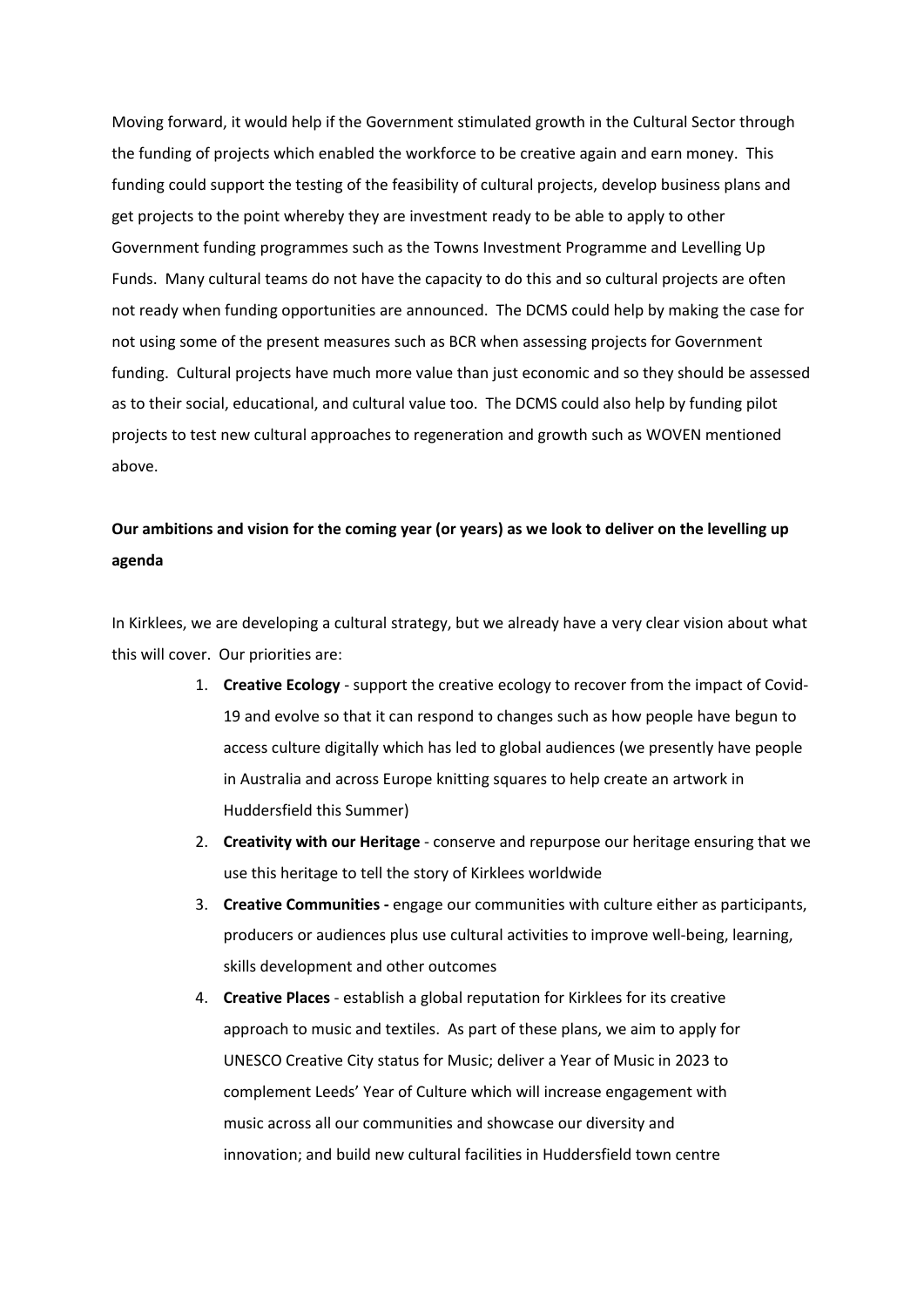Moving forward, it would help if the Government stimulated growth in the Cultural Sector through the funding of projects which enabled the workforce to be creative again and earn money. This funding could support the testing of the feasibility of cultural projects, develop business plans and get projects to the point whereby they are investment ready to be able to apply to other Government funding programmes such as the Towns Investment Programme and Levelling Up Funds. Many cultural teams do not have the capacity to do this and so cultural projects are often not ready when funding opportunities are announced. The DCMS could help by making the case for not using some of the present measures such as BCR when assessing projects for Government funding. Cultural projects have much more value than just economic and so they should be assessed as to their social, educational, and cultural value too. The DCMS could also help by funding pilot projects to test new cultural approaches to regeneration and growth such as WOVEN mentioned above.

**Our ambitions and vision for the coming year (or years) as we look to deliver on the levelling up agenda**

In Kirklees, we are developing a cultural strategy, but we already have a very clear vision about what this will cover. Our priorities are:

1. **Creative Ecology** - support the creative ecology to recover from the impact of Covid-19 and evolve so that it can respond to changes such as how people have begun to access culture digitally which has led to global audiences (we presently have people in Australia and across Europe knitting squares to help create an artwork in Huddersfield this Summer)
2. **Creativity with our Heritage** - conserve and repurpose our heritage ensuring that we use this heritage to tell the story of Kirklees worldwide
3. **Creative Communities -** engage our communities with culture either as participants, producers or audiences plus use cultural activities to improve well-being, learning, skills development and other outcomes
4. **Creative Places** - establish a global reputation for Kirklees for its creative approach to music and textiles. As part of these plans, we aim to apply for UNESCO Creative City status for Music; deliver a Year of Music in 2023 to complement Leeds' Year of Culture which will increase engagement with music across all our communities and showcase our diversity and innovation; and build new cultural facilities in Huddersfield town centre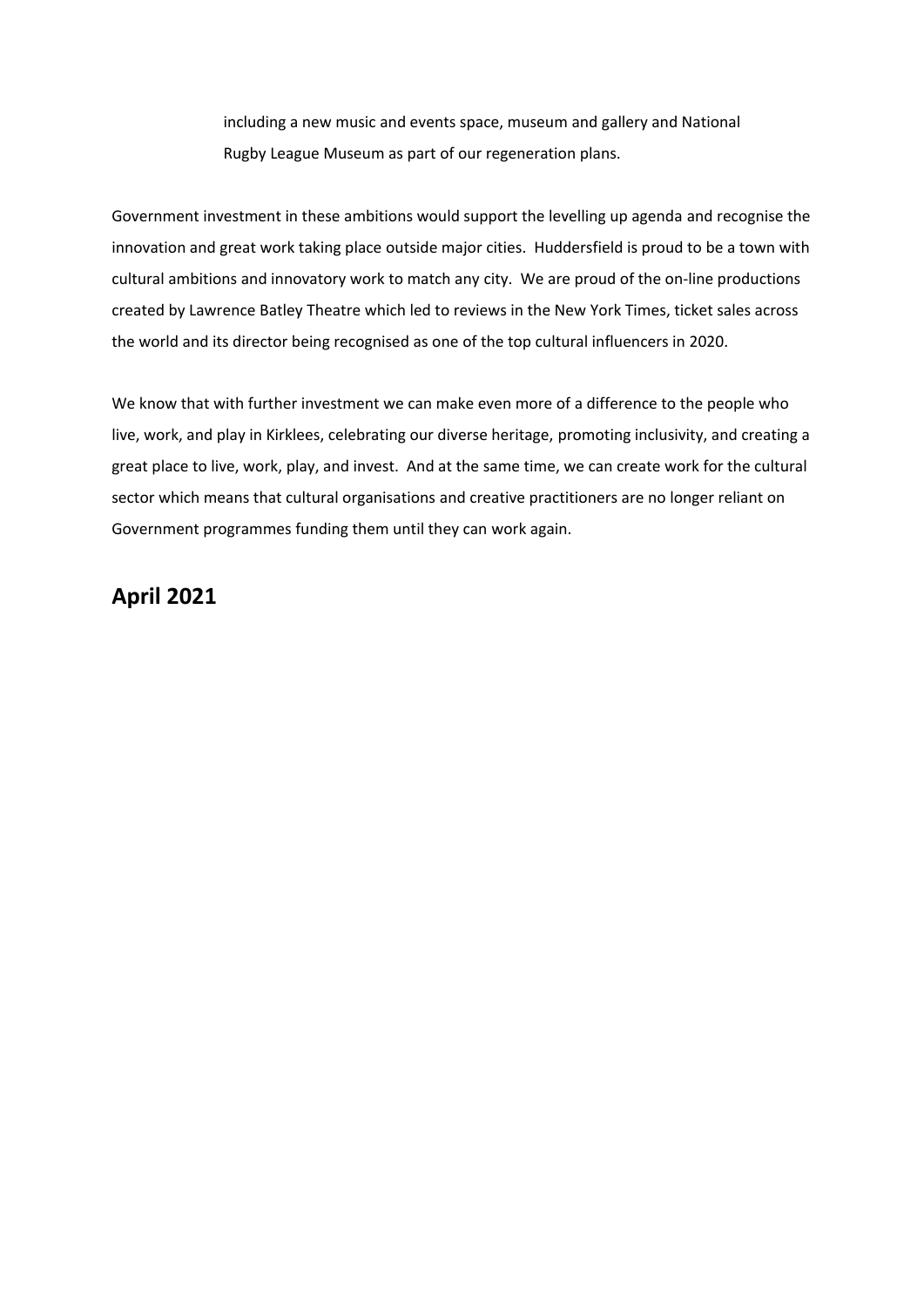including a new music and events space, museum and gallery and National Rugby League Museum as part of our regeneration plans.

Government investment in these ambitions would support the levelling up agenda and recognise the innovation and great work taking place outside major cities. Huddersfield is proud to be a town with cultural ambitions and innovatory work to match any city. We are proud of the on-line productions created by Lawrence Batley Theatre which led to reviews in the New York Times, ticket sales across the world and its director being recognised as one of the top cultural influencers in 2020.

We know that with further investment we can make even more of a difference to the people who live, work, and play in Kirklees, celebrating our diverse heritage, promoting inclusivity, and creating a great place to live, work, play, and invest. And at the same time, we can create work for the cultural sector which means that cultural organisations and creative practitioners are no longer reliant on Government programmes funding them until they can work again.

## April 2021